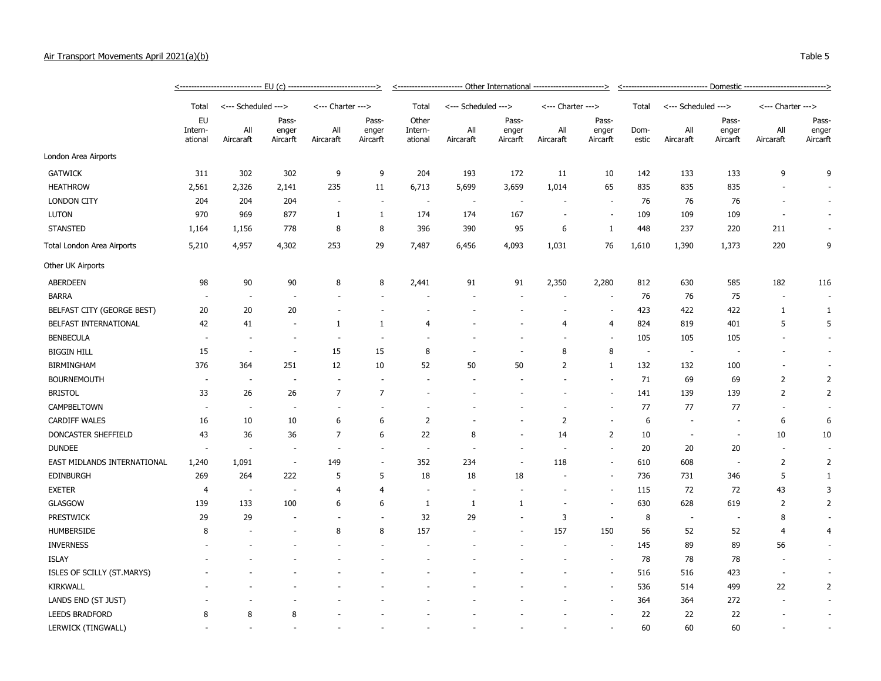Air Transport Movements April 2021(a)(b)

Table 5

| | EU (c) | | | | | Other International | | | | | Domestic | | | | |
|---|---|---|---|---|---|---|---|---|---|---|---|---|---|---|---|
| | Total | Scheduled | | Charter | | Total | Scheduled | | Charter | | Total | Scheduled | | Charter | |
| | EU International | All Aircraft | Passenger Aircraft | All Aircraft | Passenger Aircraft | Other International | All Aircraft | Passenger Aircraft | All Aircraft | Passenger Aircraft | Domestic | All Aircraft | Passenger Aircraft | All Aircraft | Passenger Aircraft |
| London Area Airports | | | | | | | | | | | | | | | |
| GATWICK | 311 | 302 | 302 | 9 | 9 | 204 | 193 | 172 | 11 | 10 | 142 | 133 | 133 | 9 | 9 |
| HEATHROW | 2,561 | 2,326 | 2,141 | 235 | 11 | 6,713 | 5,699 | 3,659 | 1,014 | 65 | 835 | 835 | 835 | - | - |
| LONDON CITY | 204 | 204 | 204 | - | - | - | - | - | - | - | 76 | 76 | 76 | - | - |
| LUTON | 970 | 969 | 877 | 1 | 1 | 174 | 174 | 167 | - | - | 109 | 109 | 109 | - | - |
| STANSTED | 1,164 | 1,156 | 778 | 8 | 8 | 396 | 390 | 95 | 6 | 1 | 448 | 237 | 220 | 211 | - |
| Total London Area Airports | 5,210 | 4,957 | 4,302 | 253 | 29 | 7,487 | 6,456 | 4,093 | 1,031 | 76 | 1,610 | 1,390 | 1,373 | 220 | 9 |
| Other UK Airports | | | | | | | | | | | | | | | |
| ABERDEEN | 98 | 90 | 90 | 8 | 8 | 2,441 | 91 | 91 | 2,350 | 2,280 | 812 | 630 | 585 | 182 | 116 |
| BARRA | - | - | - | - | - | - | - | - | - | - | 76 | 76 | 75 | - | - |
| BELFAST CITY (GEORGE BEST) | 20 | 20 | 20 | - | - | - | - | - | - | - | 423 | 422 | 422 | 1 | 1 |
| BELFAST INTERNATIONAL | 42 | 41 | - | 1 | 1 | 4 | - | - | 4 | 4 | 824 | 819 | 401 | 5 | 5 |
| BENBECULA | - | - | - | - | - | - | - | - | - | - | 105 | 105 | 105 | - | - |
| BIGGIN HILL | 15 | - | - | 15 | 15 | 8 | - | - | 8 | 8 | - | - | - | - | - |
| BIRMINGHAM | 376 | 364 | 251 | 12 | 10 | 52 | 50 | 50 | 2 | 1 | 132 | 132 | 100 | - | - |
| BOURNEMOUTH | - | - | - | - | - | - | - | - | - | - | 71 | 69 | 69 | 2 | 2 |
| BRISTOL | 33 | 26 | 26 | 7 | 7 | - | - | - | - | - | 141 | 139 | 139 | 2 | 2 |
| CAMPBELTOWN | - | - | - | - | - | - | - | - | - | - | 77 | 77 | 77 | - | - |
| CARDIFF WALES | 16 | 10 | 10 | 6 | 6 | 2 | - | - | 2 | - | 6 | - | - | 6 | 6 |
| DONCASTER SHEFFIELD | 43 | 36 | 36 | 7 | 6 | 22 | 8 | - | 14 | 2 | 10 | - | - | 10 | 10 |
| DUNDEE | - | - | - | - | - | - | - | - | - | - | 20 | 20 | 20 | - | - |
| EAST MIDLANDS INTERNATIONAL | 1,240 | 1,091 | - | 149 | - | 352 | 234 | - | 118 | - | 610 | 608 | - | 2 | 2 |
| EDINBURGH | 269 | 264 | 222 | 5 | 5 | 18 | 18 | 18 | - | - | 736 | 731 | 346 | 5 | 1 |
| EXETER | 4 | - | - | 4 | 4 | - | - | - | - | - | 115 | 72 | 72 | 43 | 3 |
| GLASGOW | 139 | 133 | 100 | 6 | 6 | 1 | 1 | 1 | - | - | 630 | 628 | 619 | 2 | 2 |
| PRESTWICK | 29 | 29 | - | - | - | 32 | 29 | - | 3 | - | 8 | - | - | 8 | - |
| HUMBERSIDE | 8 | - | - | 8 | 8 | 157 | - | - | 157 | 150 | 56 | 52 | 52 | 4 | 4 |
| INVERNESS | - | - | - | - | - | - | - | - | - | - | 145 | 89 | 89 | 56 | - |
| ISLAY | - | - | - | - | - | - | - | - | - | - | 78 | 78 | 78 | - | - |
| ISLES OF SCILLY (ST.MARYS) | - | - | - | - | - | - | - | - | - | - | 516 | 516 | 423 | - | - |
| KIRKWALL | - | - | - | - | - | - | - | - | - | - | 536 | 514 | 499 | 22 | 2 |
| LANDS END (ST JUST) | - | - | - | - | - | - | - | - | - | - | 364 | 364 | 272 | - | - |
| LEEDS BRADFORD | 8 | 8 | 8 | - | - | - | - | - | - | - | 22 | 22 | 22 | - | - |
| LERWICK (TINGWALL) | - | - | - | - | - | - | - | - | - | - | 60 | 60 | 60 | - | - |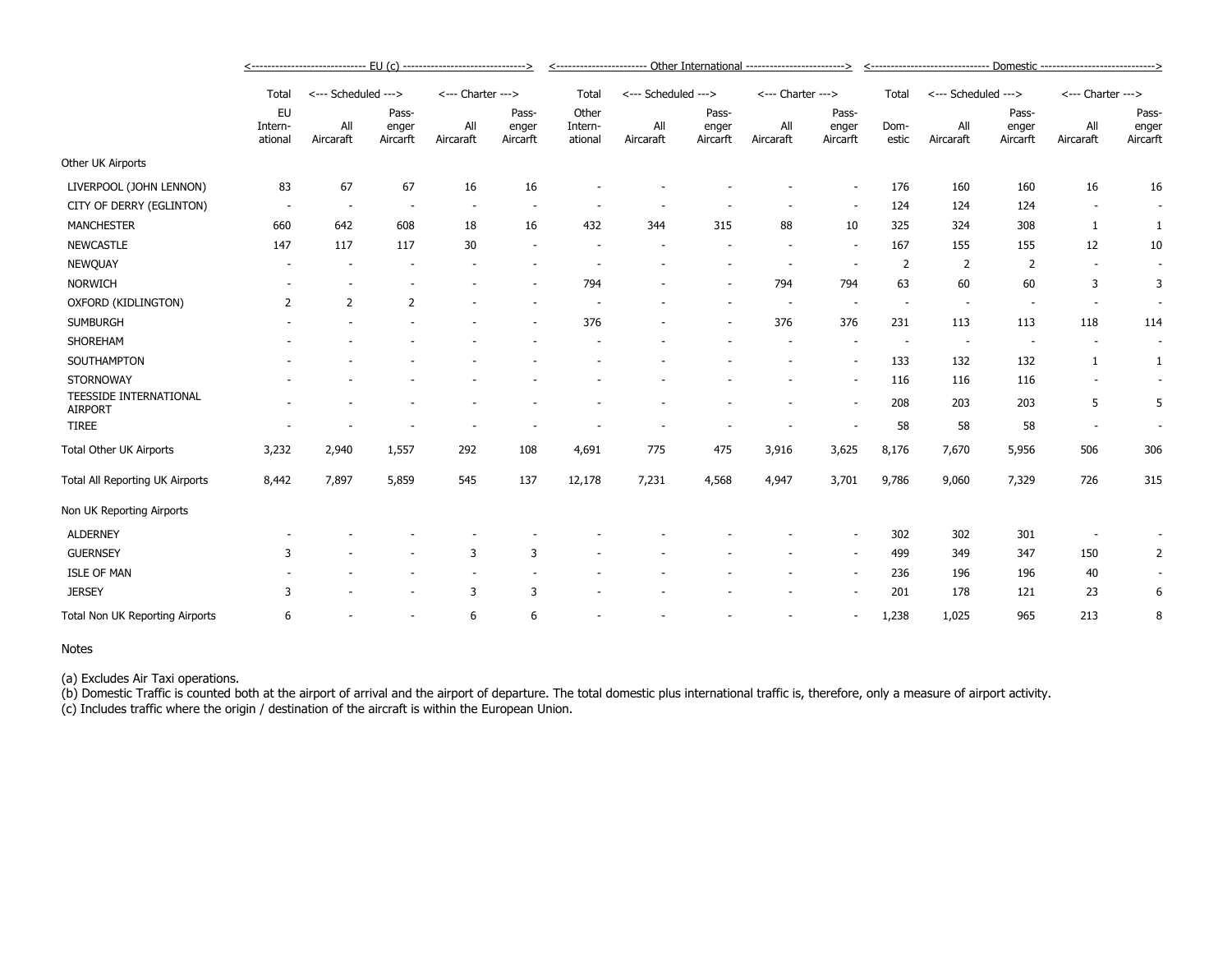| | EU (c) | | | | | Other International | | | | | Domestic | | | | |
|---|---|---|---|---|---|---|---|---|---|---|---|---|---|---|---|
| | Total | Scheduled | | Charter | | Total | Scheduled | | Charter | | Total | Scheduled | | Charter | |
| | EU International | All Aircaraft | Passenger Aircarft | All Aircaraft | Passenger Aircarft | Other International | All Aircaraft | Passenger Aircarft | All Aircaraft | Passenger Aircarft | Domestic | All Aircaraft | Passenger Aircarft | All Aircaraft | Passenger Aircarft |
| Other UK Airports | | | | | | | | | | | | | | | |
| LIVERPOOL (JOHN LENNON) | 83 | 67 | 67 | 16 | 16 | - | - | - | - | - | 176 | 160 | 160 | 16 | 16 |
| CITY OF DERRY (EGLINTON) | - | - | - | - | - | - | - | - | - | - | 124 | 124 | 124 | - | - |
| MANCHESTER | 660 | 642 | 608 | 18 | 16 | 432 | 344 | 315 | 88 | 10 | 325 | 324 | 308 | 1 | 1 |
| NEWCASTLE | 147 | 117 | 117 | 30 | - | - | - | - | - | - | 167 | 155 | 155 | 12 | 10 |
| NEWQUAY | - | - | - | - | - | - | - | - | - | - | 2 | 2 | 2 | - | - |
| NORWICH | - | - | - | - | - | 794 | - | - | 794 | 794 | 63 | 60 | 60 | 3 | 3 |
| OXFORD (KIDLINGTON) | 2 | 2 | 2 | - | - | - | - | - | - | - | - | - | - | - | - |
| SUMBURGH | - | - | - | - | - | 376 | - | - | 376 | 376 | 231 | 113 | 113 | 118 | 114 |
| SHOREHAM | - | - | - | - | - | - | - | - | - | - | - | - | - | - | - |
| SOUTHAMPTON | - | - | - | - | - | - | - | - | - | - | 133 | 132 | 132 | 1 | 1 |
| STORNOWAY | - | - | - | - | - | - | - | - | - | - | 116 | 116 | 116 | - | - |
| TEESSIDE INTERNATIONAL AIRPORT | - | - | - | - | - | - | - | - | - | - | 208 | 203 | 203 | 5 | 5 |
| TIREE | - | - | - | - | - | - | - | - | - | - | 58 | 58 | 58 | - | - |
| Total Other UK Airports | 3,232 | 2,940 | 1,557 | 292 | 108 | 4,691 | 775 | 475 | 3,916 | 3,625 | 8,176 | 7,670 | 5,956 | 506 | 306 |
| Total All Reporting UK Airports | 8,442 | 7,897 | 5,859 | 545 | 137 | 12,178 | 7,231 | 4,568 | 4,947 | 3,701 | 9,786 | 9,060 | 7,329 | 726 | 315 |
| Non UK Reporting Airports | | | | | | | | | | | | | | | |
| ALDERNEY | - | - | - | - | - | - | - | - | - | - | 302 | 302 | 301 | - | - |
| GUERNSEY | 3 | - | - | 3 | 3 | - | - | - | - | - | 499 | 349 | 347 | 150 | 2 |
| ISLE OF MAN | - | - | - | - | - | - | - | - | - | - | 236 | 196 | 196 | 40 | - |
| JERSEY | 3 | - | - | 3 | 3 | - | - | - | - | - | 201 | 178 | 121 | 23 | 6 |
| Total Non UK Reporting Airports | 6 | - | - | 6 | 6 | - | - | - | - | - | 1,238 | 1,025 | 965 | 213 | 8 |

Notes

(a) Excludes Air Taxi operations.
(b) Domestic Traffic is counted both at the airport of arrival and the airport of departure. The total domestic plus international traffic is, therefore, only a measure of airport activity.
(c) Includes traffic where the origin / destination of the aircraft is within the European Union.